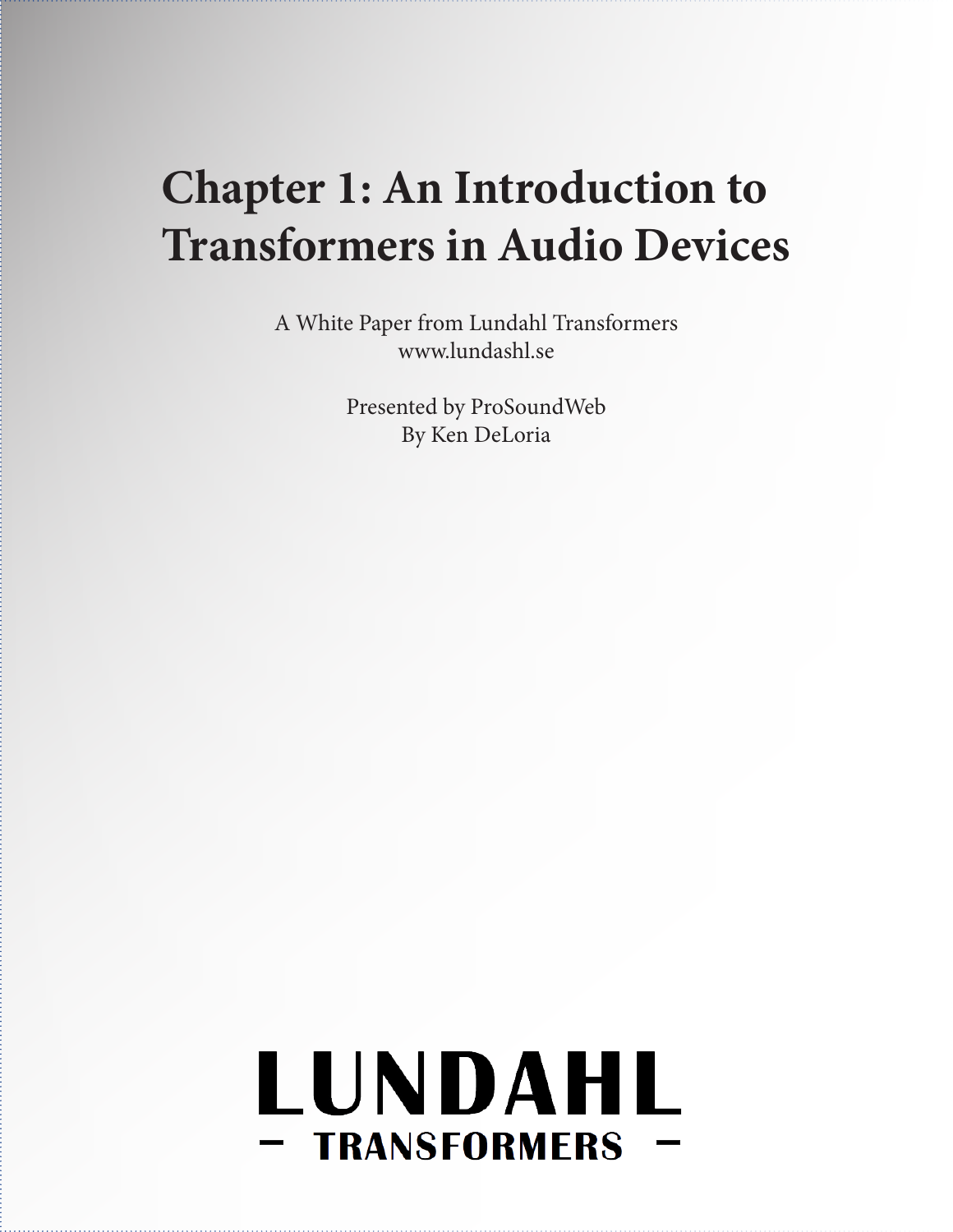# Chapter 1: An Introduction to Transformers in Audio Devices

A White Paper from Lundahl Transformers
www.lundashl.se

Presented by ProSoundWeb
By Ken DeLoria

LUNDAHL
– TRANSFORMERS –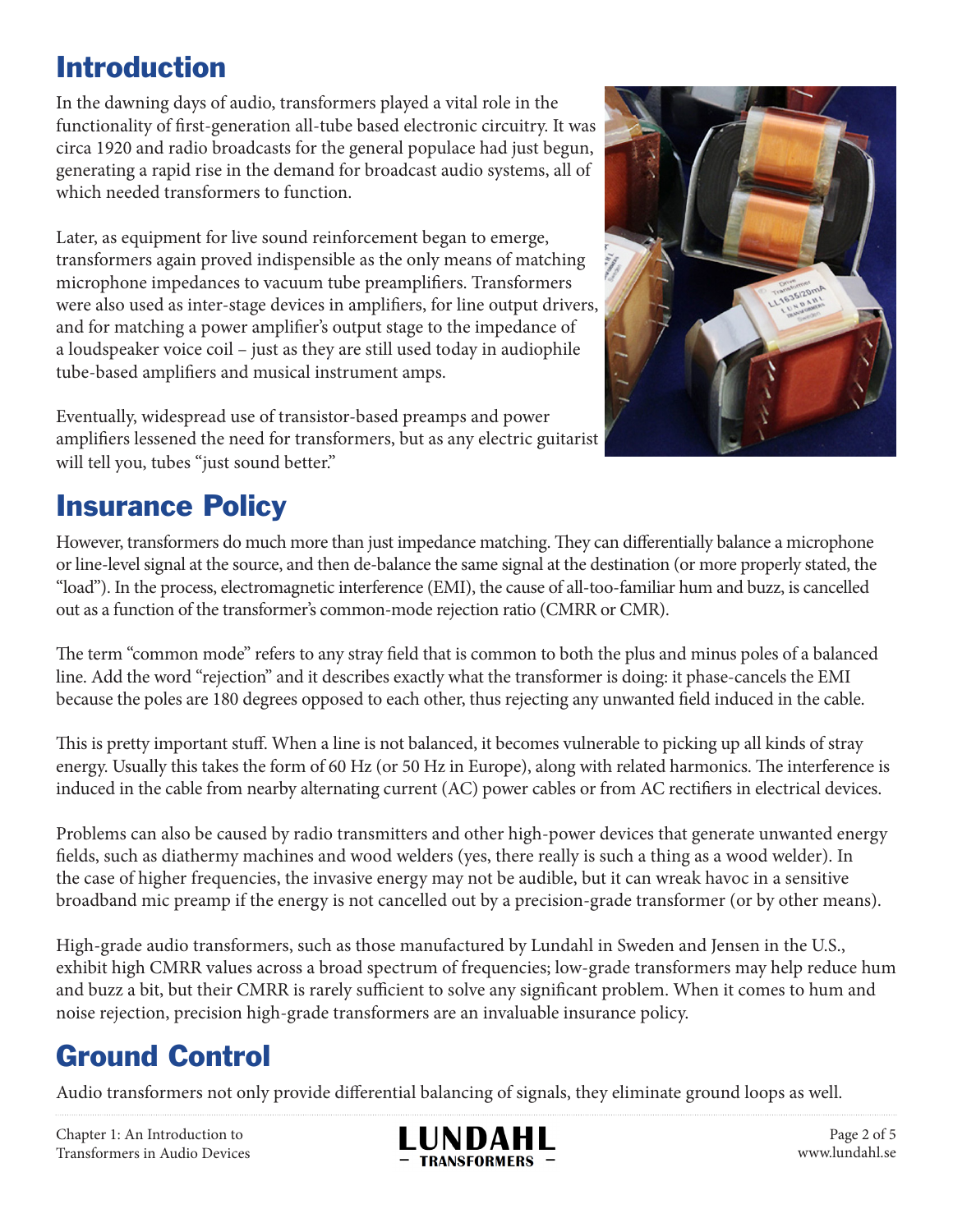## Introduction

In the dawning days of audio, transformers played a vital role in the functionality of first-generation all-tube based electronic circuitry. It was circa 1920 and radio broadcasts for the general populace had just begun, generating a rapid rise in the demand for broadcast audio systems, all of which needed transformers to function.

Later, as equipment for live sound reinforcement began to emerge, transformers again proved indispensible as the only means of matching microphone impedances to vacuum tube preamplifiers. Transformers were also used as inter-stage devices in amplifiers, for line output drivers, and for matching a power amplifier's output stage to the impedance of a loudspeaker voice coil – just as they are still used today in audiophile tube-based amplifiers and musical instrument amps.

Eventually, widespread use of transistor-based preamps and power amplifiers lessened the need for transformers, but as any electric guitarist will tell you, tubes "just sound better."

## Insurance Policy

However, transformers do much more than just impedance matching. They can differentially balance a microphone or line-level signal at the source, and then de-balance the same signal at the destination (or more properly stated, the "load"). In the process, electromagnetic interference (EMI), the cause of all-too-familiar hum and buzz, is cancelled out as a function of the transformer's common-mode rejection ratio (CMRR or CMR).

The term "common mode" refers to any stray field that is common to both the plus and minus poles of a balanced line. Add the word "rejection" and it describes exactly what the transformer is doing: it phase-cancels the EMI because the poles are 180 degrees opposed to each other, thus rejecting any unwanted field induced in the cable.

This is pretty important stuff. When a line is not balanced, it becomes vulnerable to picking up all kinds of stray energy. Usually this takes the form of 60 Hz (or 50 Hz in Europe), along with related harmonics. The interference is induced in the cable from nearby alternating current (AC) power cables or from AC rectifiers in electrical devices.

Problems can also be caused by radio transmitters and other high-power devices that generate unwanted energy fields, such as diathermy machines and wood welders (yes, there really is such a thing as a wood welder). In the case of higher frequencies, the invasive energy may not be audible, but it can wreak havoc in a sensitive broadband mic preamp if the energy is not cancelled out by a precision-grade transformer (or by other means).

High-grade audio transformers, such as those manufactured by Lundahl in Sweden and Jensen in the U.S., exhibit high CMRR values across a broad spectrum of frequencies; low-grade transformers may help reduce hum and buzz a bit, but their CMRR is rarely sufficient to solve any significant problem. When it comes to hum and noise rejection, precision high-grade transformers are an invaluable insurance policy.

## Ground Control

Audio transformers not only provide differential balancing of signals, they eliminate ground loops as well.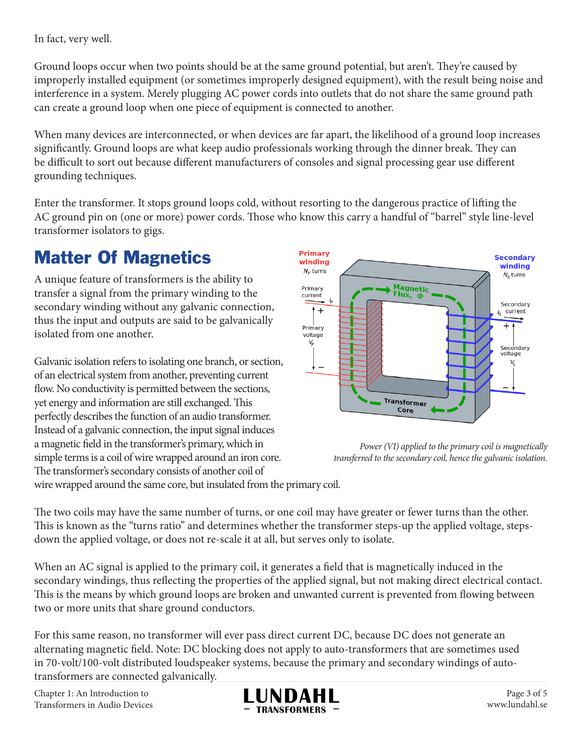In fact, very well.

Ground loops occur when two points should be at the same ground potential, but aren't. They're caused by improperly installed equipment (or sometimes improperly designed equipment), with the result being noise and interference in a system. Merely plugging AC power cords into outlets that do not share the same ground path can create a ground loop when one piece of equipment is connected to another.

When many devices are interconnected, or when devices are far apart, the likelihood of a ground loop increases significantly. Ground loops are what keep audio professionals working through the dinner break. They can be difficult to sort out because different manufacturers of consoles and signal processing gear use different grounding techniques.

Enter the transformer. It stops ground loops cold, without resorting to the dangerous practice of lifting the AC ground pin on (one or more) power cords. Those who know this carry a handful of "barrel" style line-level transformer isolators to gigs.

## Matter Of Magnetics

A unique feature of transformers is the ability to transfer a signal from the primary winding to the secondary winding without any galvanic connection, thus the input and outputs are said to be galvanically isolated from one another.

Galvanic isolation refers to isolating one branch, or section, of an electrical system from another, preventing current flow. No conductivity is permitted between the sections, yet energy and information are still exchanged. This perfectly describes the function of an audio transformer. Instead of a galvanic connection, the input signal induces a magnetic field in the transformer's primary, which in simple terms is a coil of wire wrapped around an iron core. The transformer's secondary consists of another coil of wire wrapped around the same core, but insulated from the primary coil.

*Power (VI) applied to the primary coil is magnetically transferred to the secondary coil, hence the galvanic isolation.*

The two coils may have the same number of turns, or one coil may have greater or fewer turns than the other. This is known as the "turns ratio" and determines whether the transformer steps-up the applied voltage, steps-down the applied voltage, or does not re-scale it at all, but serves only to isolate.

When an AC signal is applied to the primary coil, it generates a field that is magnetically induced in the secondary windings, thus reflecting the properties of the applied signal, but not making direct electrical contact. This is the means by which ground loops are broken and unwanted current is prevented from flowing between two or more units that share ground conductors.

For this same reason, no transformer will ever pass direct current DC, because DC does not generate an alternating magnetic field. Note: DC blocking does not apply to auto-transformers that are sometimes used in 70-volt/100-volt distributed loudspeaker systems, because the primary and secondary windings of auto-transformers are connected galvanically.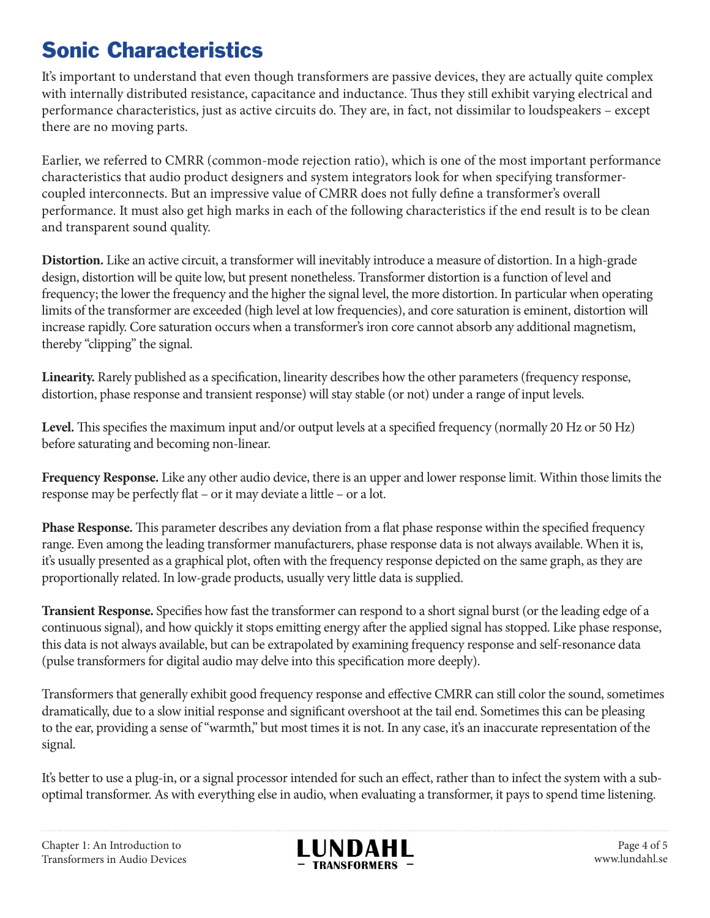# Sonic Characteristics

It's important to understand that even though transformers are passive devices, they are actually quite complex with internally distributed resistance, capacitance and inductance. Thus they still exhibit varying electrical and performance characteristics, just as active circuits do. They are, in fact, not dissimilar to loudspeakers – except there are no moving parts.

Earlier, we referred to CMRR (common-mode rejection ratio), which is one of the most important performance characteristics that audio product designers and system integrators look for when specifying transformer-coupled interconnects. But an impressive value of CMRR does not fully define a transformer's overall performance. It must also get high marks in each of the following characteristics if the end result is to be clean and transparent sound quality.

**Distortion.** Like an active circuit, a transformer will inevitably introduce a measure of distortion. In a high-grade design, distortion will be quite low, but present nonetheless. Transformer distortion is a function of level and frequency; the lower the frequency and the higher the signal level, the more distortion. In particular when operating limits of the transformer are exceeded (high level at low frequencies), and core saturation is eminent, distortion will increase rapidly. Core saturation occurs when a transformer's iron core cannot absorb any additional magnetism, thereby "clipping" the signal.

**Linearity.** Rarely published as a specification, linearity describes how the other parameters (frequency response, distortion, phase response and transient response) will stay stable (or not) under a range of input levels.

**Level.** This specifies the maximum input and/or output levels at a specified frequency (normally 20 Hz or 50 Hz) before saturating and becoming non-linear.

**Frequency Response.** Like any other audio device, there is an upper and lower response limit. Within those limits the response may be perfectly flat – or it may deviate a little – or a lot.

**Phase Response.** This parameter describes any deviation from a flat phase response within the specified frequency range. Even among the leading transformer manufacturers, phase response data is not always available. When it is, it's usually presented as a graphical plot, often with the frequency response depicted on the same graph, as they are proportionally related. In low-grade products, usually very little data is supplied.

**Transient Response.** Specifies how fast the transformer can respond to a short signal burst (or the leading edge of a continuous signal), and how quickly it stops emitting energy after the applied signal has stopped. Like phase response, this data is not always available, but can be extrapolated by examining frequency response and self-resonance data (pulse transformers for digital audio may delve into this specification more deeply).

Transformers that generally exhibit good frequency response and effective CMRR can still color the sound, sometimes dramatically, due to a slow initial response and significant overshoot at the tail end. Sometimes this can be pleasing to the ear, providing a sense of "warmth," but most times it is not. In any case, it's an inaccurate representation of the signal.

It's better to use a plug-in, or a signal processor intended for such an effect, rather than to infect the system with a sub-optimal transformer. As with everything else in audio, when evaluating a transformer, it pays to spend time listening.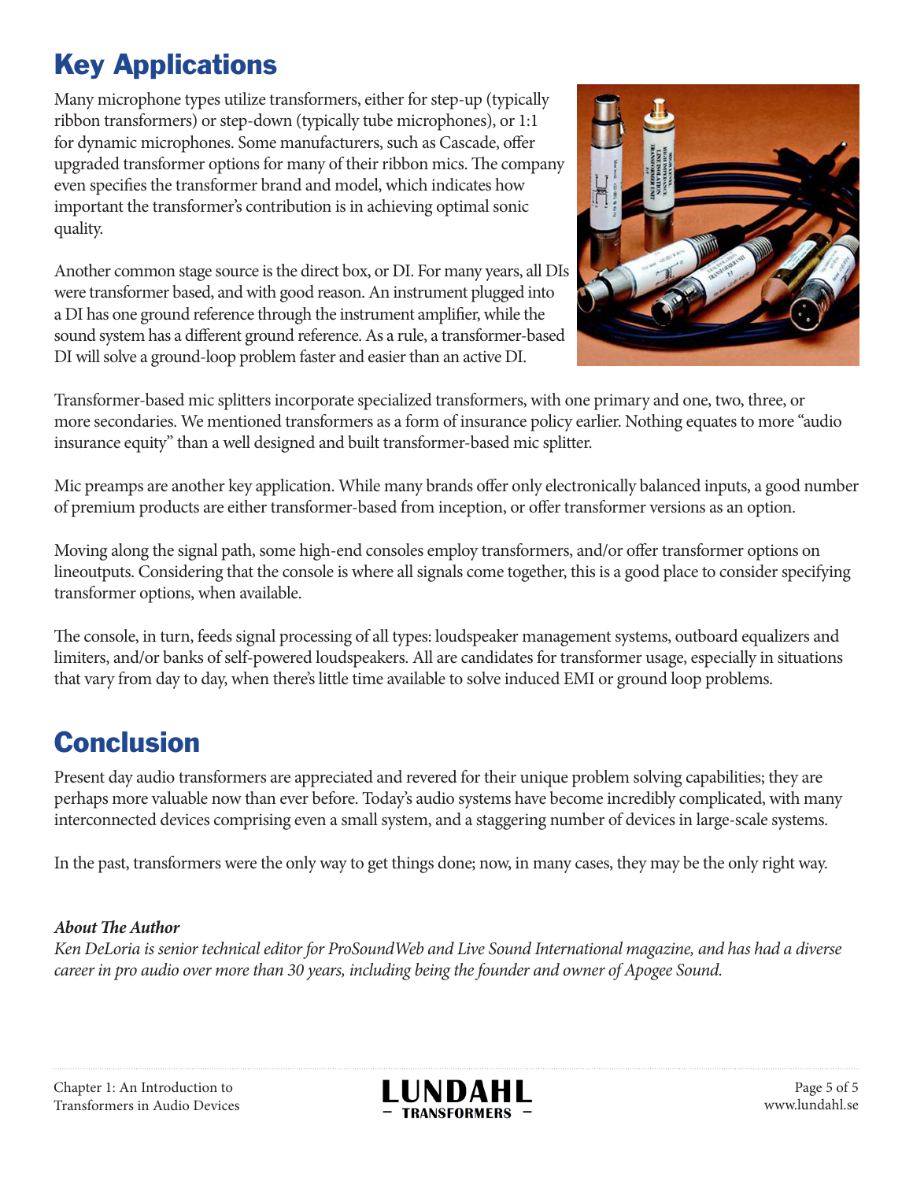## Key Applications

Many microphone types utilize transformers, either for step-up (typically ribbon transformers) or step-down (typically tube microphones), or 1:1 for dynamic microphones. Some manufacturers, such as Cascade, offer upgraded transformer options for many of their ribbon mics. The company even specifies the transformer brand and model, which indicates how important the transformer's contribution is in achieving optimal sonic quality.

Another common stage source is the direct box, or DI. For many years, all DIs were transformer based, and with good reason. An instrument plugged into a DI has one ground reference through the instrument amplifier, while the sound system has a different ground reference. As a rule, a transformer-based DI will solve a ground-loop problem faster and easier than an active DI.

Transformer-based mic splitters incorporate specialized transformers, with one primary and one, two, three, or more secondaries. We mentioned transformers as a form of insurance policy earlier. Nothing equates to more "audio insurance equity" than a well designed and built transformer-based mic splitter.

Mic preamps are another key application. While many brands offer only electronically balanced inputs, a good number of premium products are either transformer-based from inception, or offer transformer versions as an option.

Moving along the signal path, some high-end consoles employ transformers, and/or offer transformer options on lineoutputs. Considering that the console is where all signals come together, this is a good place to consider specifying transformer options, when available.

The console, in turn, feeds signal processing of all types: loudspeaker management systems, outboard equalizers and limiters, and/or banks of self-powered loudspeakers. All are candidates for transformer usage, especially in situations that vary from day to day, when there's little time available to solve induced EMI or ground loop problems.

## Conclusion

Present day audio transformers are appreciated and revered for their unique problem solving capabilities; they are perhaps more valuable now than ever before. Today's audio systems have become incredibly complicated, with many interconnected devices comprising even a small system, and a staggering number of devices in large-scale systems.

In the past, transformers were the only way to get things done; now, in many cases, they may be the only right way.

***About The Author***

*Ken DeLoria is senior technical editor for ProSoundWeb and Live Sound International magazine, and has had a diverse career in pro audio over more than 30 years, including being the founder and owner of Apogee Sound.*